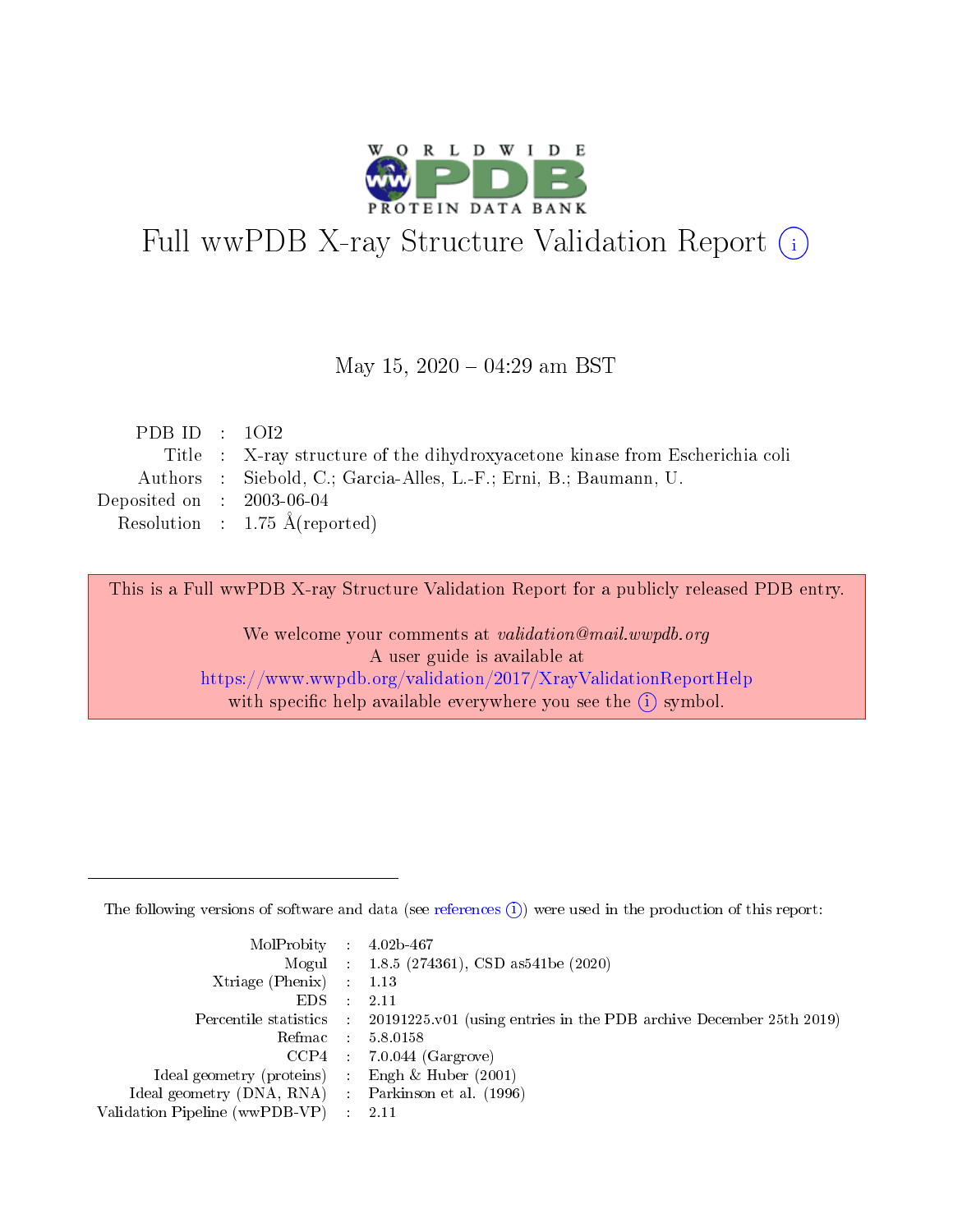# Full wwPDB X-ray Structure Validation Report (i)

May 15, 2020 – 04:29 am BST

| | | |
|---|---|---|
| PDB ID | : | 1OI2 |
| Title | : | X-ray structure of the dihydroxyacetone kinase from Escherichia coli |
| Authors | : | Siebold, C.; Garcia-Alles, L.-F.; Erni, B.; Baumann, U. |
| Deposited on | : | 2003-06-04 |
| Resolution | : | 1.75 Å(reported) |

This is a Full wwPDB X-ray Structure Validation Report for a publicly released PDB entry.

We welcome your comments at *validation@mail.wwpdb.org*
A user guide is available at
https://www.wwpdb.org/validation/2017/XrayValidationReportHelp
with specific help available everywhere you see the (i) symbol.

---

The following versions of software and data (see references (i)) were used in the production of this report:

| | | |
|---|---|---|
| MolProbity | : | 4.02b-467 |
| Mogul | : | 1.8.5 (274361), CSD as541be (2020) |
| Xtriage (Phenix) | : | 1.13 |
| EDS | : | 2.11 |
| Percentile statistics | : | 20191225.v01 (using entries in the PDB archive December 25th 2019) |
| Refmac | : | 5.8.0158 |
| CCP4 | : | 7.0.044 (Gargrove) |
| Ideal geometry (proteins) | : | Engh & Huber (2001) |
| Ideal geometry (DNA, RNA) | : | Parkinson et al. (1996) |
| Validation Pipeline (wwPDB-VP) | : | 2.11 |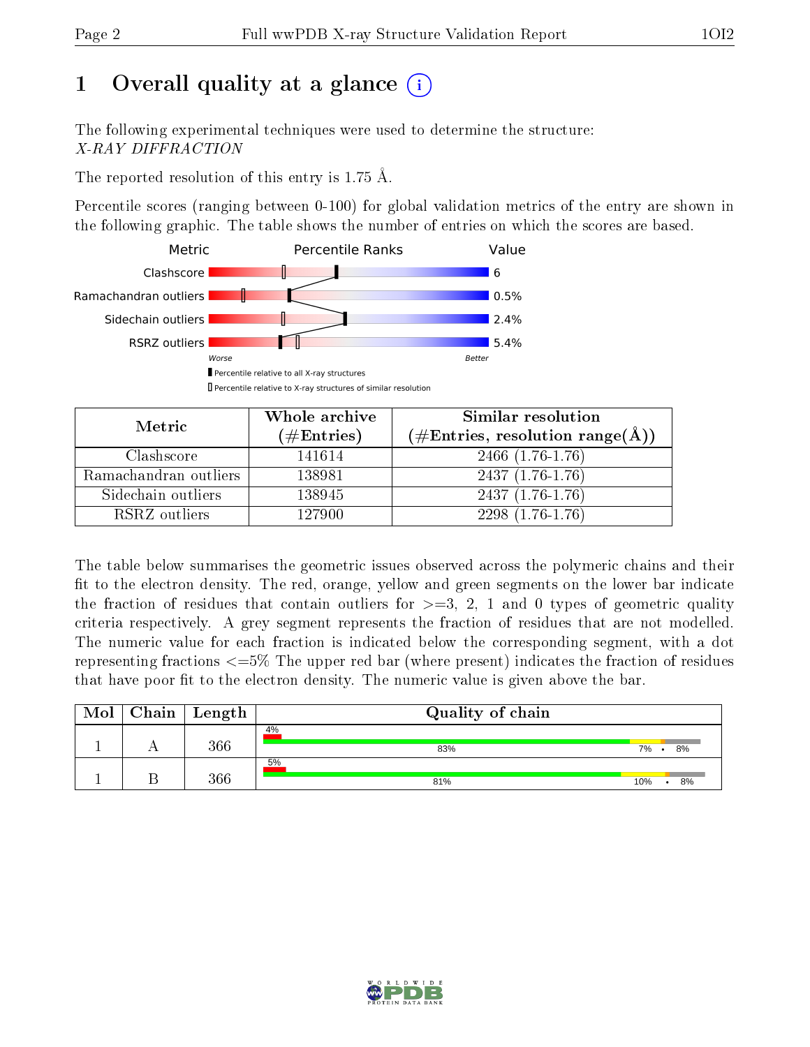# 1 Overall quality at a glance (i)

The following experimental techniques were used to determine the structure:
*X-RAY DIFFRACTION*

The reported resolution of this entry is 1.75 Å.

Percentile scores (ranging between 0-100) for global validation metrics of the entry are shown in the following graphic. The table shows the number of entries on which the scores are based.

| Metric | Value |
|---|---|
| Clashscore | 6 |
| Ramachandran outliers | 0.5% |
| Sidechain outliers | 2.4% |
| RSRZ outliers | 5.4% |

Worse — Better

▮ Percentile relative to all X-ray structures
▯ Percentile relative to X-ray structures of similar resolution

| Metric | Whole archive (#Entries) | Similar resolution (#Entries, resolution range(Å)) |
|---|---|---|
| Clashscore | 141614 | 2466 (1.76-1.76) |
| Ramachandran outliers | 138981 | 2437 (1.76-1.76) |
| Sidechain outliers | 138945 | 2437 (1.76-1.76) |
| RSRZ outliers | 127900 | 2298 (1.76-1.76) |

The table below summarises the geometric issues observed across the polymeric chains and their fit to the electron density. The red, orange, yellow and green segments on the lower bar indicate the fraction of residues that contain outliers for >=3, 2, 1 and 0 types of geometric quality criteria respectively. A grey segment represents the fraction of residues that are not modelled. The numeric value for each fraction is indicated below the corresponding segment, with a dot representing fractions <=5% The upper red bar (where present) indicates the fraction of residues that have poor fit to the electron density. The numeric value is given above the bar.

| Mol | Chain | Length | Quality of chain |
|---|---|---|---|
| 1 | A | 366 | 4% ; 83% ; 7% ; • ; 8% |
| 1 | B | 366 | 5% ; 81% ; 10% ; • ; 8% |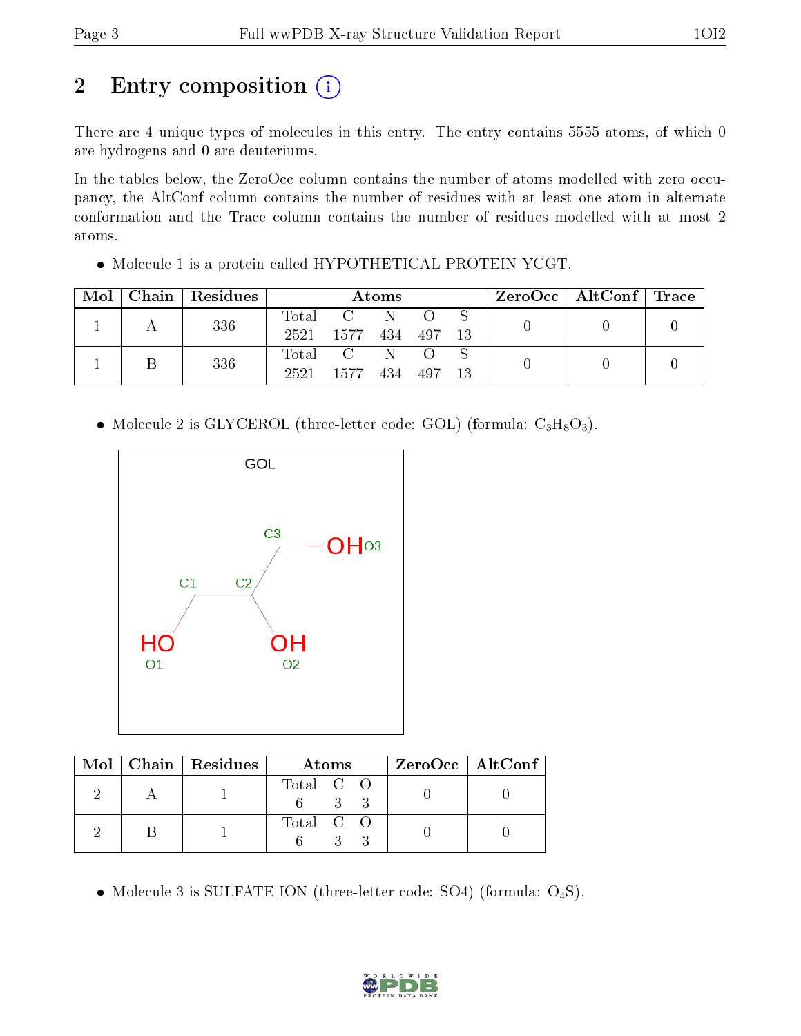## 2 Entry composition

There are 4 unique types of molecules in this entry. The entry contains 5555 atoms, of which 0 are hydrogens and 0 are deuteriums.

In the tables below, the ZeroOcc column contains the number of atoms modelled with zero occupancy, the AltConf column contains the number of residues with at least one atom in alternate conformation and the Trace column contains the number of residues modelled with at most 2 atoms.

- Molecule 1 is a protein called HYPOTHETICAL PROTEIN YCGT.

| Mol | Chain | Residues | Atoms | | | | | ZeroOcc | AltConf | Trace |
|---|---|---|---|---|---|---|---|---|---|---|
| 1 | A | 336 | Total 2521 | C 1577 | N 434 | O 497 | S 13 | 0 | 0 | 0 |
| 1 | B | 336 | Total 2521 | C 1577 | N 434 | O 497 | S 13 | 0 | 0 | 0 |

- Molecule 2 is GLYCEROL (three-letter code: GOL) (formula: $C_3H_8O_3$).

| Mol | Chain | Residues | Atoms | | | ZeroOcc | AltConf |
|---|---|---|---|---|---|---|---|
| 2 | A | 1 | Total 6 | C 3 | O 3 | 0 | 0 |
| 2 | B | 1 | Total 6 | C 3 | O 3 | 0 | 0 |

- Molecule 3 is SULFATE ION (three-letter code: SO4) (formula: $O_4S$).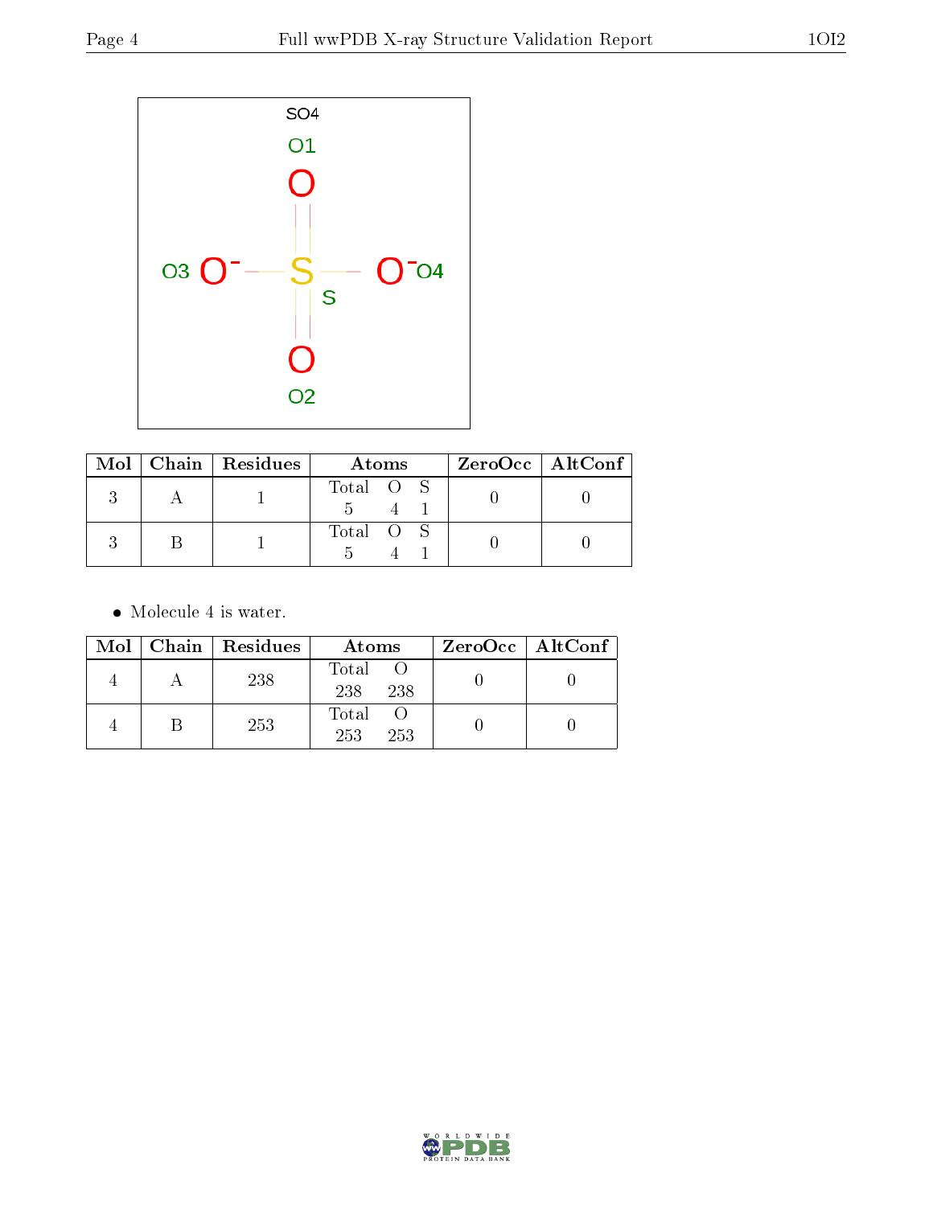| Mol | Chain | Residues | Atoms | | | ZeroOcc | AltConf |
|---|---|---|---|---|---|---|---|
| | | | Total | O | S | | |
| 3 | A | 1 | 5 | 4 | 1 | 0 | 0 |
| 3 | B | 1 | 5 | 4 | 1 | 0 | 0 |

- Molecule 4 is water.

| Mol | Chain | Residues | Atoms | | ZeroOcc | AltConf |
|---|---|---|---|---|---|---|
| | | | Total | O | | |
| 4 | A | 238 | 238 | 238 | 0 | 0 |
| 4 | B | 253 | 253 | 253 | 0 | 0 |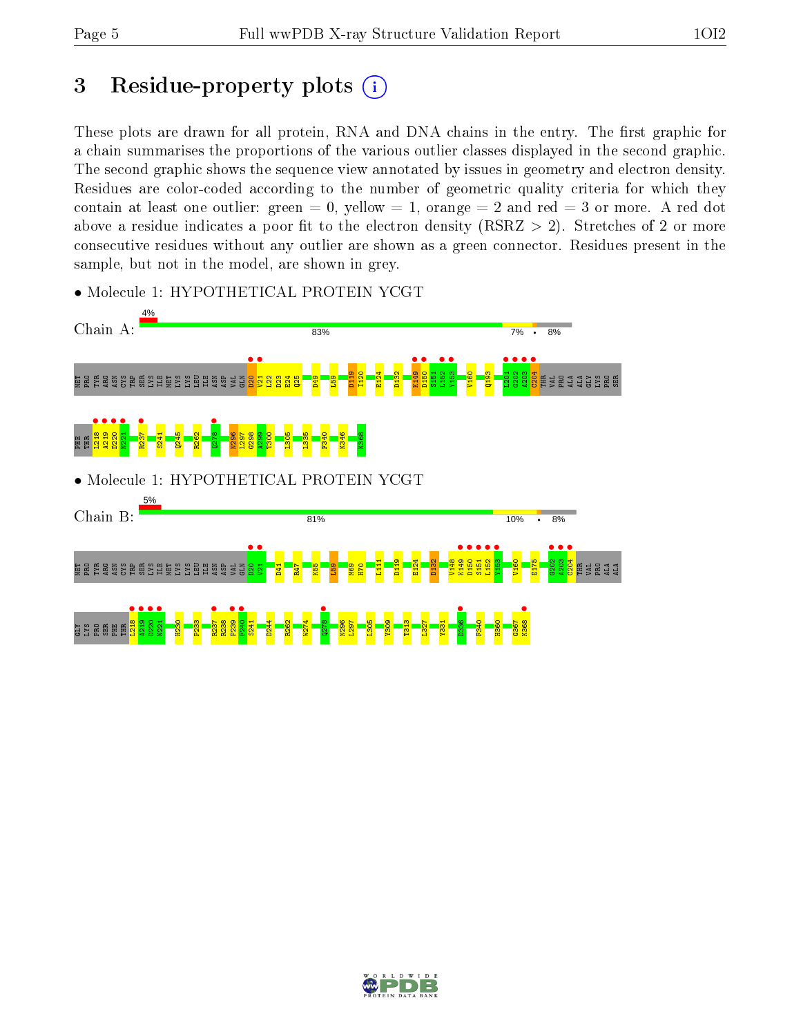# 3 Residue-property plots

These plots are drawn for all protein, RNA and DNA chains in the entry. The first graphic for a chain summarises the proportions of the various outlier classes displayed in the second graphic. The second graphic shows the sequence view annotated by issues in geometry and electron density. Residues are color-coded according to the number of geometric quality criteria for which they contain at least one outlier: green = 0, yellow = 1, orange = 2 and red = 3 or more. A red dot above a residue indicates a poor fit to the electron density (RSRZ > 2). Stretches of 2 or more consecutive residues without any outlier are shown as a green connector. Residues present in the sample, but not in the model, are shown in grey.

- Molecule 1: HYPOTHETICAL PROTEIN YCGT

Chain A: 4% | 83% | 7% | • | 8%

- Molecule 1: HYPOTHETICAL PROTEIN YCGT

Chain B: 5% | 81% | 10% | • | 8%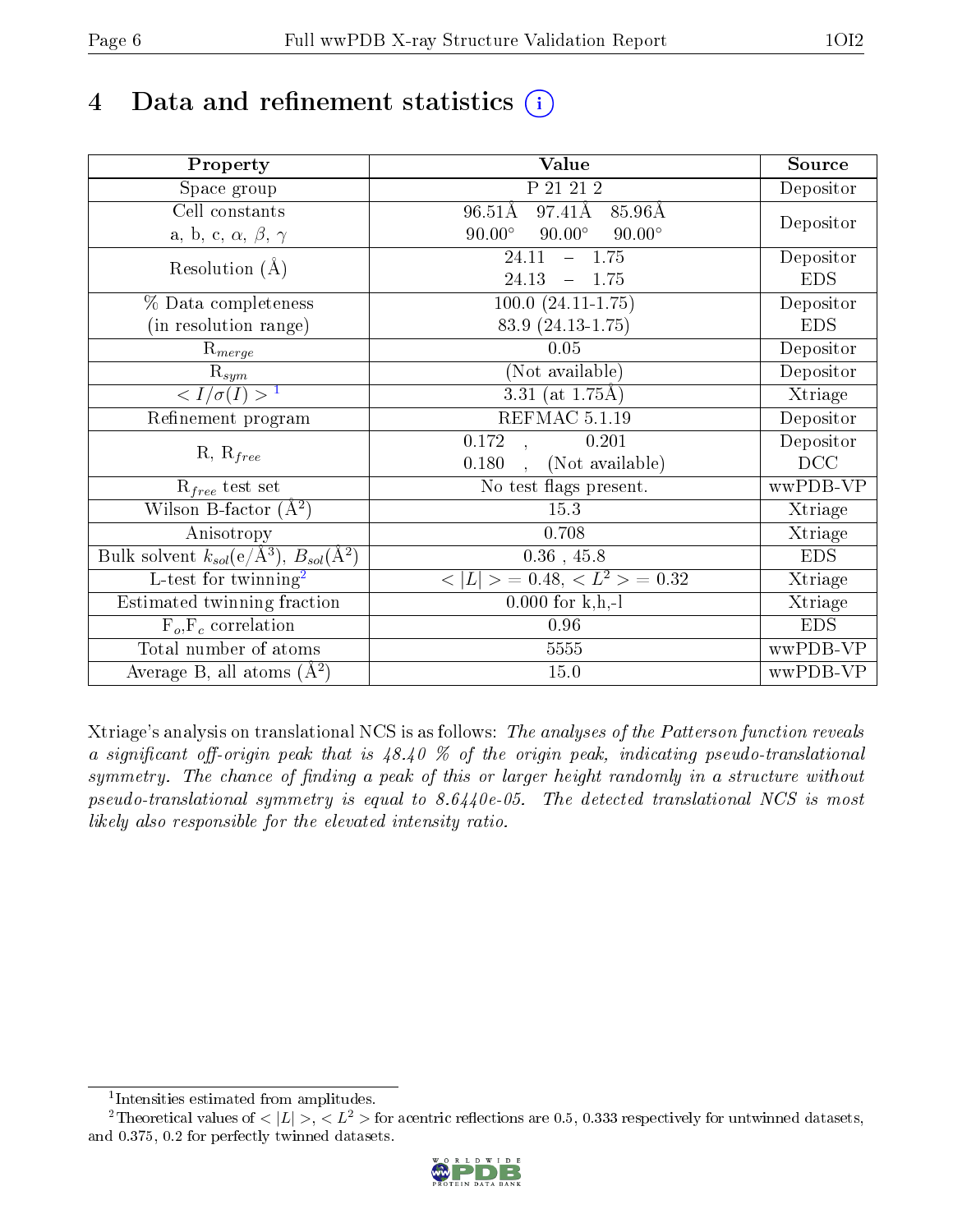# 4 Data and refinement statistics (i)

| Property | Value | Source |
|---|---|---|
| Space group | P 21 21 2 | Depositor |
| Cell constants<br>a, b, c, $\alpha$, $\beta$, $\gamma$ | 96.51Å 97.41Å 85.96Å<br>90.00° 90.00° 90.00° | Depositor |
| Resolution (Å) | 24.11 – 1.75<br>24.13 – 1.75 | Depositor<br>EDS |
| % Data completeness<br>(in resolution range) | 100.0 (24.11-1.75)<br>83.9 (24.13-1.75) | Depositor<br>EDS |
| $R_{merge}$ | 0.05 | Depositor |
| $R_{sym}$ | (Not available) | Depositor |
| $< I/\sigma(I) >$ [1] | 3.31 (at 1.75Å) | Xtriage |
| Refinement program | REFMAC 5.1.19 | Depositor |
| R, $R_{free}$ | 0.172 , 0.201<br>0.180 , (Not available) | Depositor<br>DCC |
| $R_{free}$ test set | No test flags present. | wwPDB-VP |
| Wilson B-factor (Å$^2$) | 15.3 | Xtriage |
| Anisotropy | 0.708 | Xtriage |
| Bulk solvent $k_{sol}$(e/Å$^3$), $B_{sol}$(Å$^2$) | 0.36 , 45.8 | EDS |
| L-test for twinning[2] | $< \|L\| > = 0.48$, $< L^2 > = 0.32$ | Xtriage |
| Estimated twinning fraction | 0.000 for k,h,-l | Xtriage |
| $F_o$,$F_c$ correlation | 0.96 | EDS |
| Total number of atoms | 5555 | wwPDB-VP |
| Average B, all atoms (Å$^2$) | 15.0 | wwPDB-VP |

Xtriage's analysis on translational NCS is as follows: *The analyses of the Patterson function reveals a significant off-origin peak that is 48.40 % of the origin peak, indicating pseudo-translational symmetry. The chance of finding a peak of this or larger height randomly in a structure without pseudo-translational symmetry is equal to 8.6440e-05. The detected translational NCS is most likely also responsible for the elevated intensity ratio.*

[1] Intensities estimated from amplitudes.

[2] Theoretical values of $< |L| >$, $< L^2 >$ for acentric reflections are 0.5, 0.333 respectively for untwinned datasets, and 0.375, 0.2 for perfectly twinned datasets.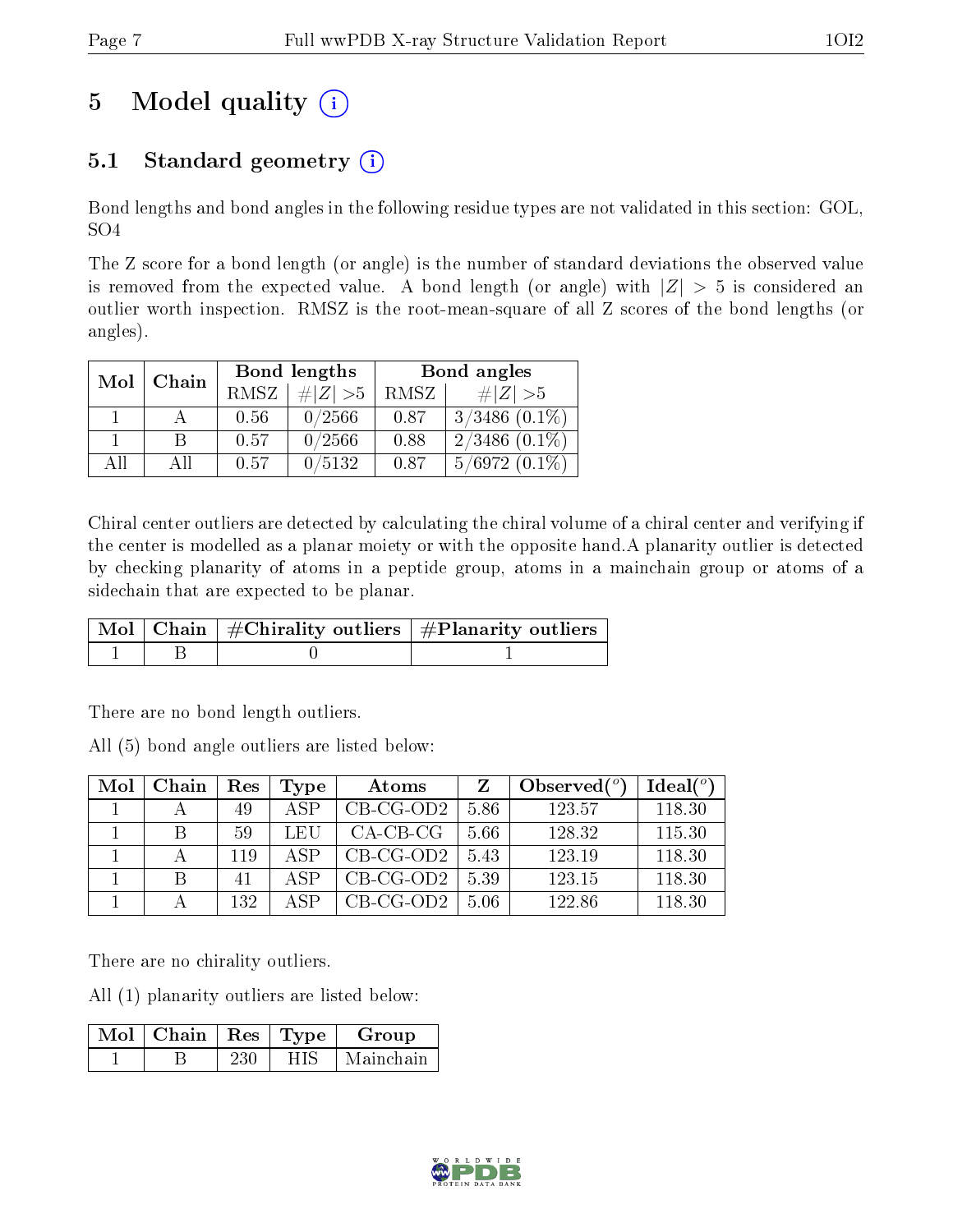# 5 Model quality (i)

## 5.1 Standard geometry (i)

Bond lengths and bond angles in the following residue types are not validated in this section: GOL, SO4

The Z score for a bond length (or angle) is the number of standard deviations the observed value is removed from the expected value. A bond length (or angle) with $|Z| > 5$ is considered an outlier worth inspection. RMSZ is the root-mean-square of all Z scores of the bond lengths (or angles).

| Mol | Chain | Bond lengths | | Bond angles | |
|---|---|---|---|---|---|
| | | RMSZ | $\#\|Z\| > 5$ | RMSZ | $\#\|Z\| > 5$ |
| 1 | A | 0.56 | 0/2566 | 0.87 | 3/3486 (0.1%) |
| 1 | B | 0.57 | 0/2566 | 0.88 | 2/3486 (0.1%) |
| All | All | 0.57 | 0/5132 | 0.87 | 5/6972 (0.1%) |

Chiral center outliers are detected by calculating the chiral volume of a chiral center and verifying if the center is modelled as a planar moiety or with the opposite hand.A planarity outlier is detected by checking planarity of atoms in a peptide group, atoms in a mainchain group or atoms of a sidechain that are expected to be planar.

| Mol | Chain | #Chirality outliers | #Planarity outliers |
|---|---|---|---|
| 1 | B | 0 | 1 |

There are no bond length outliers.

All (5) bond angle outliers are listed below:

| Mol | Chain | Res | Type | Atoms | Z | Observed($^o$) | Ideal($^o$) |
|---|---|---|---|---|---|---|---|
| 1 | A | 49 | ASP | CB-CG-OD2 | 5.86 | 123.57 | 118.30 |
| 1 | B | 59 | LEU | CA-CB-CG | 5.66 | 128.32 | 115.30 |
| 1 | A | 119 | ASP | CB-CG-OD2 | 5.43 | 123.19 | 118.30 |
| 1 | B | 41 | ASP | CB-CG-OD2 | 5.39 | 123.15 | 118.30 |
| 1 | A | 132 | ASP | CB-CG-OD2 | 5.06 | 122.86 | 118.30 |

There are no chirality outliers.

All (1) planarity outliers are listed below:

| Mol | Chain | Res | Type | Group |
|---|---|---|---|---|
| 1 | B | 230 | HIS | Mainchain |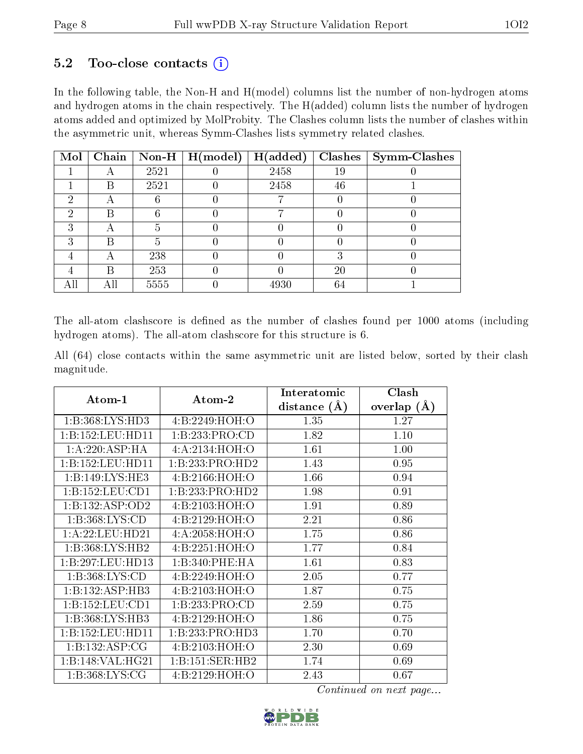## 5.2 Too-close contacts

In the following table, the Non-H and H(model) columns list the number of non-hydrogen atoms and hydrogen atoms in the chain respectively. The H(added) column lists the number of hydrogen atoms added and optimized by MolProbity. The Clashes column lists the number of clashes within the asymmetric unit, whereas Symm-Clashes lists symmetry related clashes.

| Mol | Chain | Non-H | H(model) | H(added) | Clashes | Symm-Clashes |
|---|---|---|---|---|---|---|
| 1 | A | 2521 | 0 | 2458 | 19 | 0 |
| 1 | B | 2521 | 0 | 2458 | 46 | 1 |
| 2 | A | 6 | 0 | 7 | 0 | 0 |
| 2 | B | 6 | 0 | 7 | 0 | 0 |
| 3 | A | 5 | 0 | 0 | 0 | 0 |
| 3 | B | 5 | 0 | 0 | 0 | 0 |
| 4 | A | 238 | 0 | 0 | 3 | 0 |
| 4 | B | 253 | 0 | 0 | 20 | 0 |
| All | All | 5555 | 0 | 4930 | 64 | 1 |

The all-atom clashscore is defined as the number of clashes found per 1000 atoms (including hydrogen atoms). The all-atom clashscore for this structure is 6.

All (64) close contacts within the same asymmetric unit are listed below, sorted by their clash magnitude.

| Atom-1 | Atom-2 | Interatomic distance (Å) | Clash overlap (Å) |
|---|---|---|---|
| 1:B:368:LYS:HD3 | 4:B:2249:HOH:O | 1.35 | 1.27 |
| 1:B:152:LEU:HD11 | 1:B:233:PRO:CD | 1.82 | 1.10 |
| 1:A:220:ASP:HA | 4:A:2134:HOH:O | 1.61 | 1.00 |
| 1:B:152:LEU:HD11 | 1:B:233:PRO:HD2 | 1.43 | 0.95 |
| 1:B:149:LYS:HE3 | 4:B:2166:HOH:O | 1.66 | 0.94 |
| 1:B:152:LEU:CD1 | 1:B:233:PRO:HD2 | 1.98 | 0.91 |
| 1:B:132:ASP:OD2 | 4:B:2103:HOH:O | 1.91 | 0.89 |
| 1:B:368:LYS:CD | 4:B:2129:HOH:O | 2.21 | 0.86 |
| 1:A:22:LEU:HD21 | 4:A:2058:HOH:O | 1.75 | 0.86 |
| 1:B:368:LYS:HB2 | 4:B:2251:HOH:O | 1.77 | 0.84 |
| 1:B:297:LEU:HD13 | 1:B:340:PHE:HA | 1.61 | 0.83 |
| 1:B:368:LYS:CD | 4:B:2249:HOH:O | 2.05 | 0.77 |
| 1:B:132:ASP:HB3 | 4:B:2103:HOH:O | 1.87 | 0.75 |
| 1:B:152:LEU:CD1 | 1:B:233:PRO:CD | 2.59 | 0.75 |
| 1:B:368:LYS:HB3 | 4:B:2129:HOH:O | 1.86 | 0.75 |
| 1:B:152:LEU:HD11 | 1:B:233:PRO:HD3 | 1.70 | 0.70 |
| 1:B:132:ASP:CG | 4:B:2103:HOH:O | 2.30 | 0.69 |
| 1:B:148:VAL:HG21 | 1:B:151:SER:HB2 | 1.74 | 0.69 |
| 1:B:368:LYS:CG | 4:B:2129:HOH:O | 2.43 | 0.67 |

*Continued on next page...*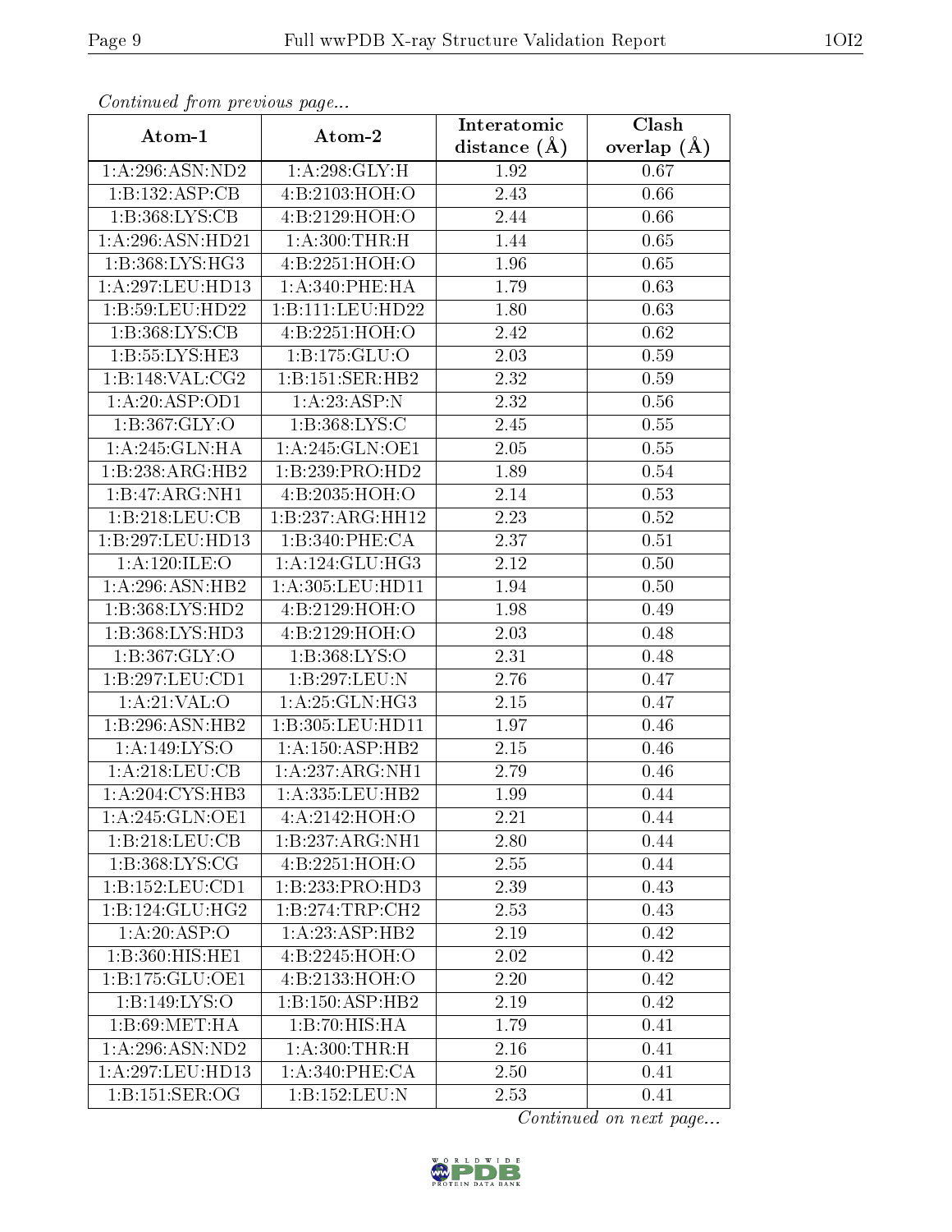*Continued from previous page...*

| Atom-1 | Atom-2 | Interatomic distance (Å) | Clash overlap (Å) |
|---|---|---|---|
| 1:A:296:ASN:ND2 | 1:A:298:GLY:H | 1.92 | 0.67 |
| 1:B:132:ASP:CB | 4:B:2103:HOH:O | 2.43 | 0.66 |
| 1:B:368:LYS:CB | 4:B:2129:HOH:O | 2.44 | 0.66 |
| 1:A:296:ASN:HD21 | 1:A:300:THR:H | 1.44 | 0.65 |
| 1:B:368:LYS:HG3 | 4:B:2251:HOH:O | 1.96 | 0.65 |
| 1:A:297:LEU:HD13 | 1:A:340:PHE:HA | 1.79 | 0.63 |
| 1:B:59:LEU:HD22 | 1:B:111:LEU:HD22 | 1.80 | 0.63 |
| 1:B:368:LYS:CB | 4:B:2251:HOH:O | 2.42 | 0.62 |
| 1:B:55:LYS:HE3 | 1:B:175:GLU:O | 2.03 | 0.59 |
| 1:B:148:VAL:CG2 | 1:B:151:SER:HB2 | 2.32 | 0.59 |
| 1:A:20:ASP:OD1 | 1:A:23:ASP:N | 2.32 | 0.56 |
| 1:B:367:GLY:O | 1:B:368:LYS:C | 2.45 | 0.55 |
| 1:A:245:GLN:HA | 1:A:245:GLN:OE1 | 2.05 | 0.55 |
| 1:B:238:ARG:HB2 | 1:B:239:PRO:HD2 | 1.89 | 0.54 |
| 1:B:47:ARG:NH1 | 4:B:2035:HOH:O | 2.14 | 0.53 |
| 1:B:218:LEU:CB | 1:B:237:ARG:HH12 | 2.23 | 0.52 |
| 1:B:297:LEU:HD13 | 1:B:340:PHE:CA | 2.37 | 0.51 |
| 1:A:120:ILE:O | 1:A:124:GLU:HG3 | 2.12 | 0.50 |
| 1:A:296:ASN:HB2 | 1:A:305:LEU:HD11 | 1.94 | 0.50 |
| 1:B:368:LYS:HD2 | 4:B:2129:HOH:O | 1.98 | 0.49 |
| 1:B:368:LYS:HD3 | 4:B:2129:HOH:O | 2.03 | 0.48 |
| 1:B:367:GLY:O | 1:B:368:LYS:O | 2.31 | 0.48 |
| 1:B:297:LEU:CD1 | 1:B:297:LEU:N | 2.76 | 0.47 |
| 1:A:21:VAL:O | 1:A:25:GLN:HG3 | 2.15 | 0.47 |
| 1:B:296:ASN:HB2 | 1:B:305:LEU:HD11 | 1.97 | 0.46 |
| 1:A:149:LYS:O | 1:A:150:ASP:HB2 | 2.15 | 0.46 |
| 1:A:218:LEU:CB | 1:A:237:ARG:NH1 | 2.79 | 0.46 |
| 1:A:204:CYS:HB3 | 1:A:335:LEU:HB2 | 1.99 | 0.44 |
| 1:A:245:GLN:OE1 | 4:A:2142:HOH:O | 2.21 | 0.44 |
| 1:B:218:LEU:CB | 1:B:237:ARG:NH1 | 2.80 | 0.44 |
| 1:B:368:LYS:CG | 4:B:2251:HOH:O | 2.55 | 0.44 |
| 1:B:152:LEU:CD1 | 1:B:233:PRO:HD3 | 2.39 | 0.43 |
| 1:B:124:GLU:HG2 | 1:B:274:TRP:CH2 | 2.53 | 0.43 |
| 1:A:20:ASP:O | 1:A:23:ASP:HB2 | 2.19 | 0.42 |
| 1:B:360:HIS:HE1 | 4:B:2245:HOH:O | 2.02 | 0.42 |
| 1:B:175:GLU:OE1 | 4:B:2133:HOH:O | 2.20 | 0.42 |
| 1:B:149:LYS:O | 1:B:150:ASP:HB2 | 2.19 | 0.42 |
| 1:B:69:MET:HA | 1:B:70:HIS:HA | 1.79 | 0.41 |
| 1:A:296:ASN:ND2 | 1:A:300:THR:H | 2.16 | 0.41 |
| 1:A:297:LEU:HD13 | 1:A:340:PHE:CA | 2.50 | 0.41 |
| 1:B:151:SER:OG | 1:B:152:LEU:N | 2.53 | 0.41 |

*Continued on next page...*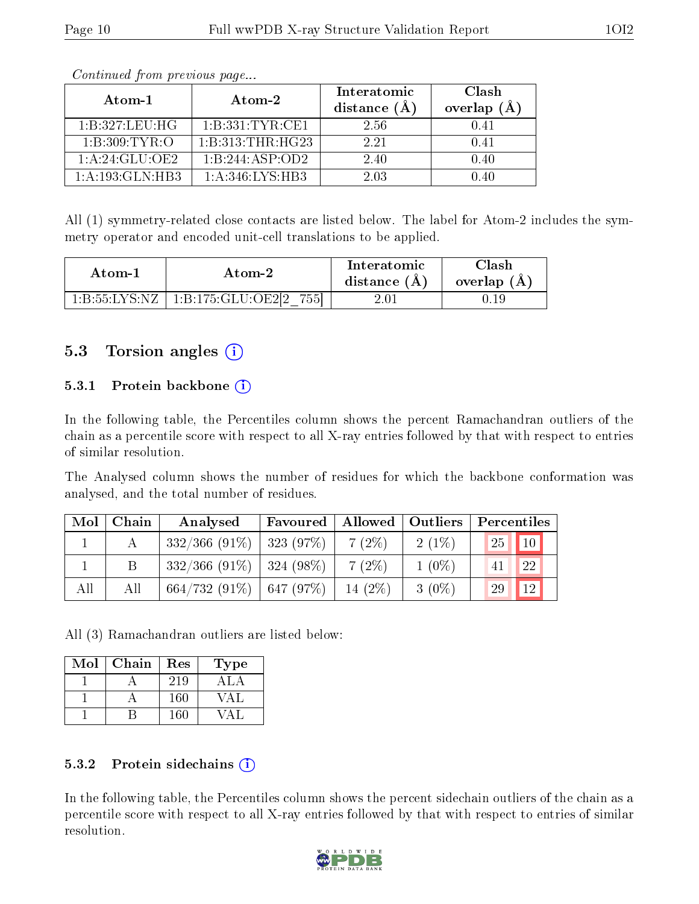*Continued from previous page...*

| Atom-1 | Atom-2 | Interatomic distance (Å) | Clash overlap (Å) |
|---|---|---|---|
| 1:B:327:LEU:HG | 1:B:331:TYR:CE1 | 2.56 | 0.41 |
| 1:B:309:TYR:O | 1:B:313:THR:HG23 | 2.21 | 0.41 |
| 1:A:24:GLU:OE2 | 1:B:244:ASP:OD2 | 2.40 | 0.40 |
| 1:A:193:GLN:HB3 | 1:A:346:LYS:HB3 | 2.03 | 0.40 |

All (1) symmetry-related close contacts are listed below. The label for Atom-2 includes the symmetry operator and encoded unit-cell translations to be applied.

| Atom-1 | Atom-2 | Interatomic distance (Å) | Clash overlap (Å) |
|---|---|---|---|
| 1:B:55:LYS:NZ | 1:B:175:GLU:OE2[2_755] | 2.01 | 0.19 |

## 5.3 Torsion angles

### 5.3.1 Protein backbone

In the following table, the Percentiles column shows the percent Ramachandran outliers of the chain as a percentile score with respect to all X-ray entries followed by that with respect to entries of similar resolution.

The Analysed column shows the number of residues for which the backbone conformation was analysed, and the total number of residues.

| Mol | Chain | Analysed | Favoured | Allowed | Outliers | Percentiles | |
|---|---|---|---|---|---|---|---|
| 1 | A | 332/366 (91%) | 323 (97%) | 7 (2%) | 2 (1%) | 25 | 10 |
| 1 | B | 332/366 (91%) | 324 (98%) | 7 (2%) | 1 (0%) | 41 | 22 |
| All | All | 664/732 (91%) | 647 (97%) | 14 (2%) | 3 (0%) | 29 | 12 |

All (3) Ramachandran outliers are listed below:

| Mol | Chain | Res | Type |
|---|---|---|---|
| 1 | A | 219 | ALA |
| 1 | A | 160 | VAL |
| 1 | B | 160 | VAL |

### 5.3.2 Protein sidechains

In the following table, the Percentiles column shows the percent sidechain outliers of the chain as a percentile score with respect to all X-ray entries followed by that with respect to entries of similar resolution.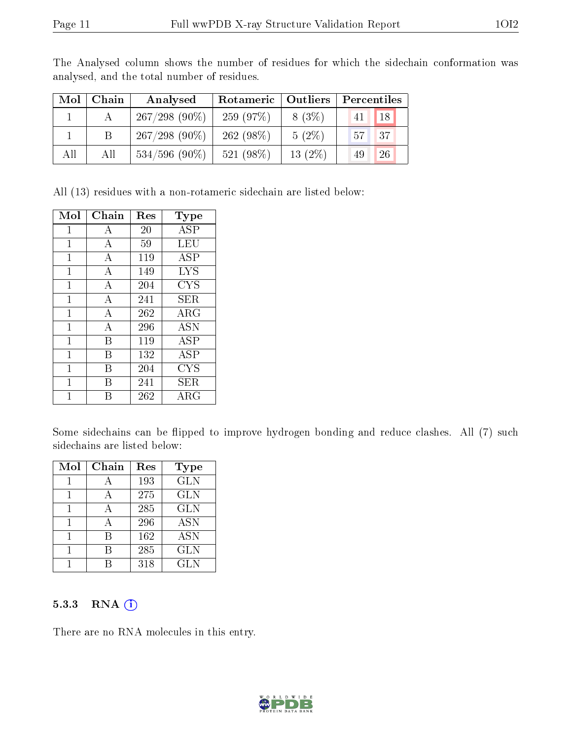The Analysed column shows the number of residues for which the sidechain conformation was analysed, and the total number of residues.

| Mol | Chain | Analysed | Rotameric | Outliers | Percentiles | |
|---|---|---|---|---|---|---|
| 1 | A | 267/298 (90%) | 259 (97%) | 8 (3%) | 41 | 18 |
| 1 | B | 267/298 (90%) | 262 (98%) | 5 (2%) | 57 | 37 |
| All | All | 534/596 (90%) | 521 (98%) | 13 (2%) | 49 | 26 |

All (13) residues with a non-rotameric sidechain are listed below:

| Mol | Chain | Res | Type |
|---|---|---|---|
| 1 | A | 20 | ASP |
| 1 | A | 59 | LEU |
| 1 | A | 119 | ASP |
| 1 | A | 149 | LYS |
| 1 | A | 204 | CYS |
| 1 | A | 241 | SER |
| 1 | A | 262 | ARG |
| 1 | A | 296 | ASN |
| 1 | B | 119 | ASP |
| 1 | B | 132 | ASP |
| 1 | B | 204 | CYS |
| 1 | B | 241 | SER |
| 1 | B | 262 | ARG |

Some sidechains can be flipped to improve hydrogen bonding and reduce clashes. All (7) such sidechains are listed below:

| Mol | Chain | Res | Type |
|---|---|---|---|
| 1 | A | 193 | GLN |
| 1 | A | 275 | GLN |
| 1 | A | 285 | GLN |
| 1 | A | 296 | ASN |
| 1 | B | 162 | ASN |
| 1 | B | 285 | GLN |
| 1 | B | 318 | GLN |

### 5.3.3 RNA

There are no RNA molecules in this entry.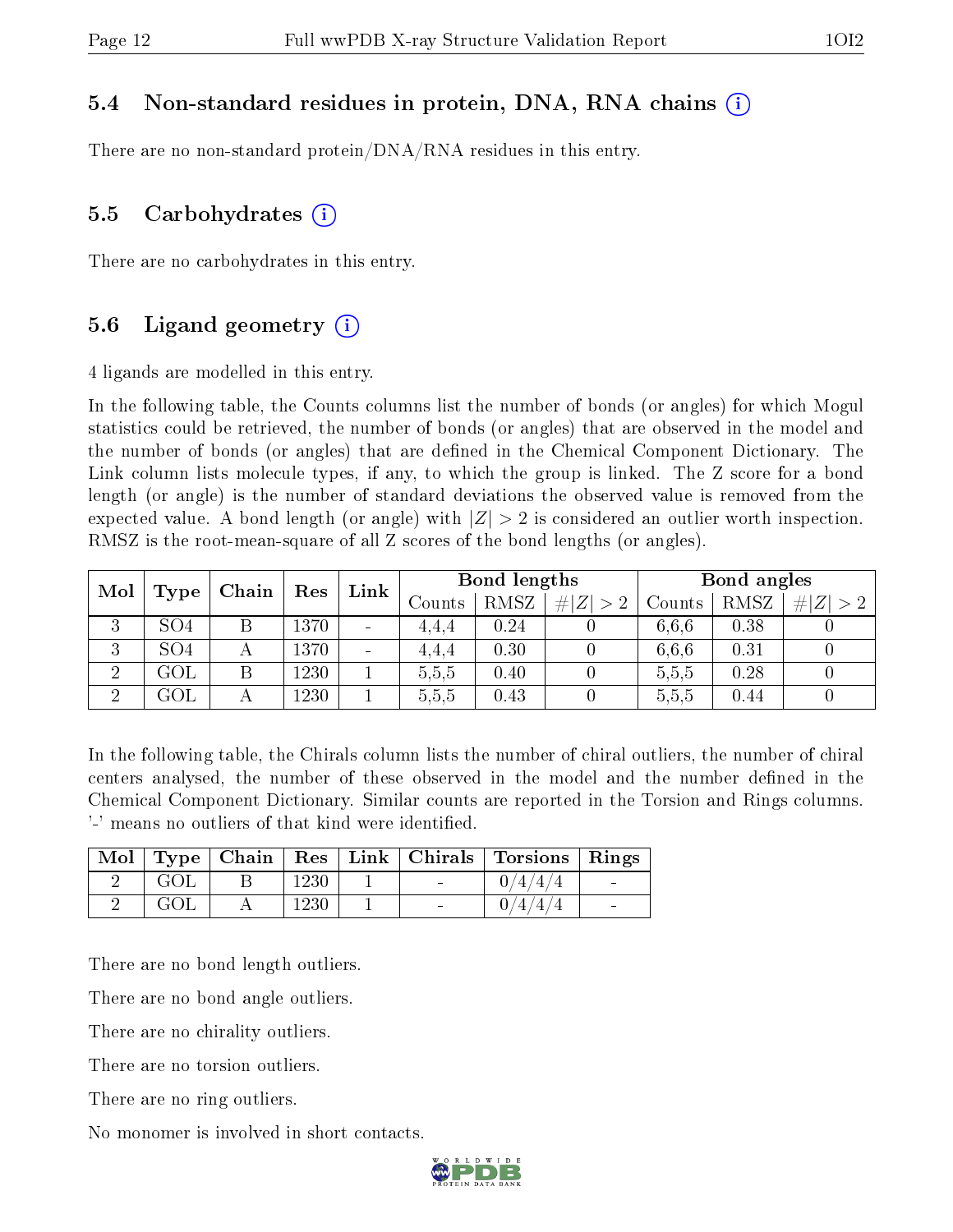### 5.4 Non-standard residues in protein, DNA, RNA chains (i)

There are no non-standard protein/DNA/RNA residues in this entry.

### 5.5 Carbohydrates (i)

There are no carbohydrates in this entry.

### 5.6 Ligand geometry (i)

4 ligands are modelled in this entry.

In the following table, the Counts columns list the number of bonds (or angles) for which Mogul statistics could be retrieved, the number of bonds (or angles) that are observed in the model and the number of bonds (or angles) that are defined in the Chemical Component Dictionary. The Link column lists molecule types, if any, to which the group is linked. The Z score for a bond length (or angle) is the number of standard deviations the observed value is removed from the expected value. A bond length (or angle) with $|Z| > 2$ is considered an outlier worth inspection. RMSZ is the root-mean-square of all Z scores of the bond lengths (or angles).

| Mol | Type | Chain | Res | Link | Bond lengths | | | Bond angles | | |
|---|---|---|---|---|---|---|---|---|---|---|
| | | | | | Counts | RMSZ | $\#\|Z\| > 2$ | Counts | RMSZ | $\#\|Z\| > 2$ |
| 3 | SO4 | B | 1370 | - | 4,4,4 | 0.24 | 0 | 6,6,6 | 0.38 | 0 |
| 3 | SO4 | A | 1370 | - | 4,4,4 | 0.30 | 0 | 6,6,6 | 0.31 | 0 |
| 2 | GOL | B | 1230 | 1 | 5,5,5 | 0.40 | 0 | 5,5,5 | 0.28 | 0 |
| 2 | GOL | A | 1230 | 1 | 5,5,5 | 0.43 | 0 | 5,5,5 | 0.44 | 0 |

In the following table, the Chirals column lists the number of chiral outliers, the number of chiral centers analysed, the number of these observed in the model and the number defined in the Chemical Component Dictionary. Similar counts are reported in the Torsion and Rings columns. '-' means no outliers of that kind were identified.

| Mol | Type | Chain | Res | Link | Chirals | Torsions | Rings |
|---|---|---|---|---|---|---|---|
| 2 | GOL | B | 1230 | 1 | - | 0/4/4/4 | - |
| 2 | GOL | A | 1230 | 1 | - | 0/4/4/4 | - |

There are no bond length outliers.

There are no bond angle outliers.

There are no chirality outliers.

There are no torsion outliers.

There are no ring outliers.

No monomer is involved in short contacts.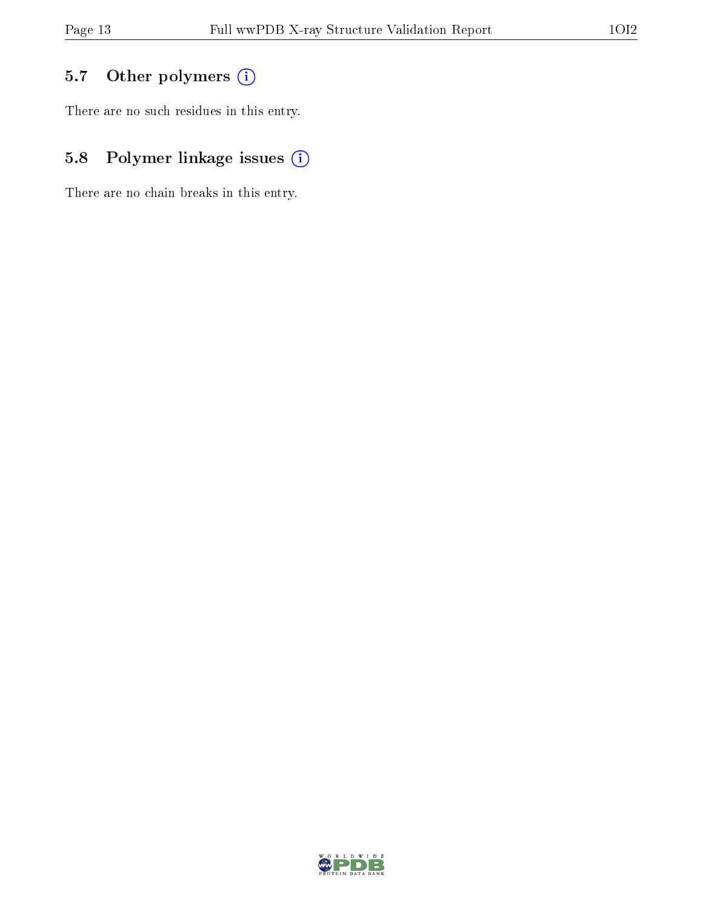## 5.7 Other polymers

There are no such residues in this entry.

## 5.8 Polymer linkage issues

There are no chain breaks in this entry.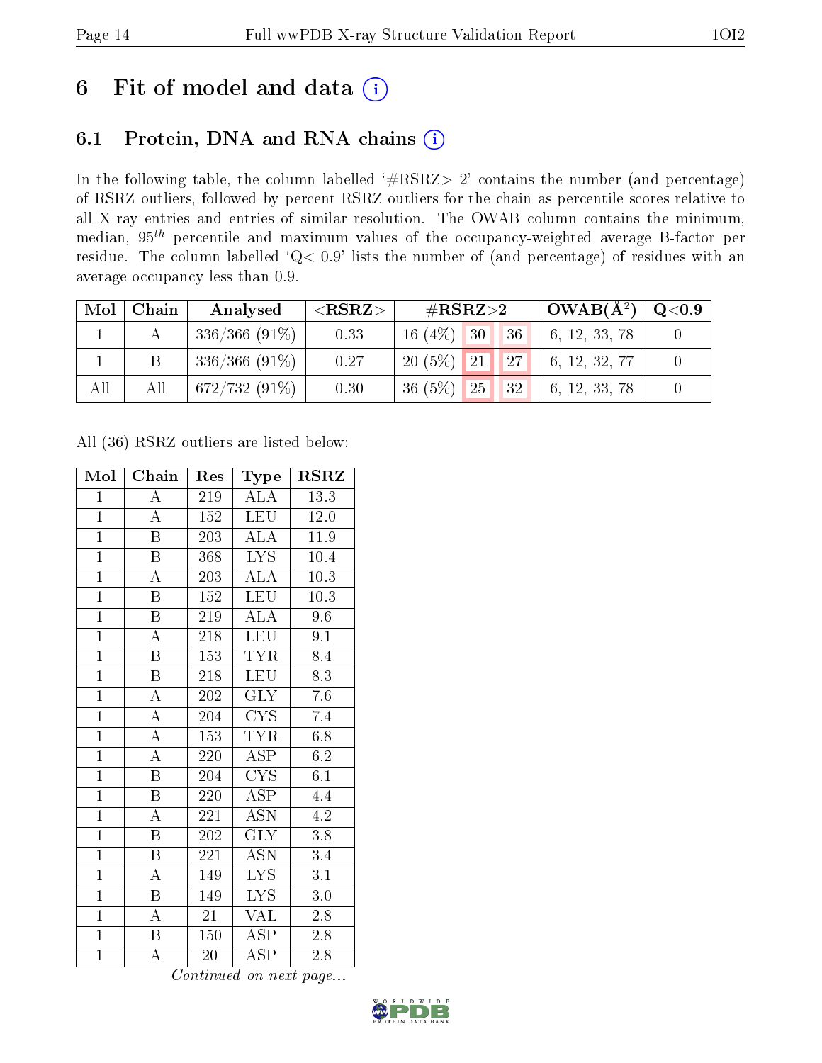# 6 Fit of model and data

## 6.1 Protein, DNA and RNA chains

In the following table, the column labelled '#RSRZ> 2' contains the number (and percentage) of RSRZ outliers, followed by percent RSRZ outliers for the chain as percentile scores relative to all X-ray entries and entries of similar resolution. The OWAB column contains the minimum, median, $95^{th}$ percentile and maximum values of the occupancy-weighted average B-factor per residue. The column labelled 'Q< 0.9' lists the number of (and percentage) of residues with an average occupancy less than 0.9.

| Mol | Chain | Analysed | <RSRZ> | #RSRZ>2 | | | OWAB(Å$^2$) | Q<0.9 |
|---|---|---|---|---|---|---|---|---|
| 1 | A | 336/366 (91%) | 0.33 | 16 (4%) | 30 | 36 | 6, 12, 33, 78 | 0 |
| 1 | B | 336/366 (91%) | 0.27 | 20 (5%) | 21 | 27 | 6, 12, 32, 77 | 0 |
| All | All | 672/732 (91%) | 0.30 | 36 (5%) | 25 | 32 | 6, 12, 33, 78 | 0 |

All (36) RSRZ outliers are listed below:

| Mol | Chain | Res | Type | RSRZ |
|---|---|---|---|---|
| 1 | A | 219 | ALA | 13.3 |
| 1 | A | 152 | LEU | 12.0 |
| 1 | B | 203 | ALA | 11.9 |
| 1 | B | 368 | LYS | 10.4 |
| 1 | A | 203 | ALA | 10.3 |
| 1 | B | 152 | LEU | 10.3 |
| 1 | B | 219 | ALA | 9.6 |
| 1 | A | 218 | LEU | 9.1 |
| 1 | B | 153 | TYR | 8.4 |
| 1 | B | 218 | LEU | 8.3 |
| 1 | A | 202 | GLY | 7.6 |
| 1 | A | 204 | CYS | 7.4 |
| 1 | A | 153 | TYR | 6.8 |
| 1 | A | 220 | ASP | 6.2 |
| 1 | B | 204 | CYS | 6.1 |
| 1 | B | 220 | ASP | 4.4 |
| 1 | A | 221 | ASN | 4.2 |
| 1 | B | 202 | GLY | 3.8 |
| 1 | B | 221 | ASN | 3.4 |
| 1 | A | 149 | LYS | 3.1 |
| 1 | B | 149 | LYS | 3.0 |
| 1 | A | 21 | VAL | 2.8 |
| 1 | B | 150 | ASP | 2.8 |
| 1 | A | 20 | ASP | 2.8 |

*Continued on next page...*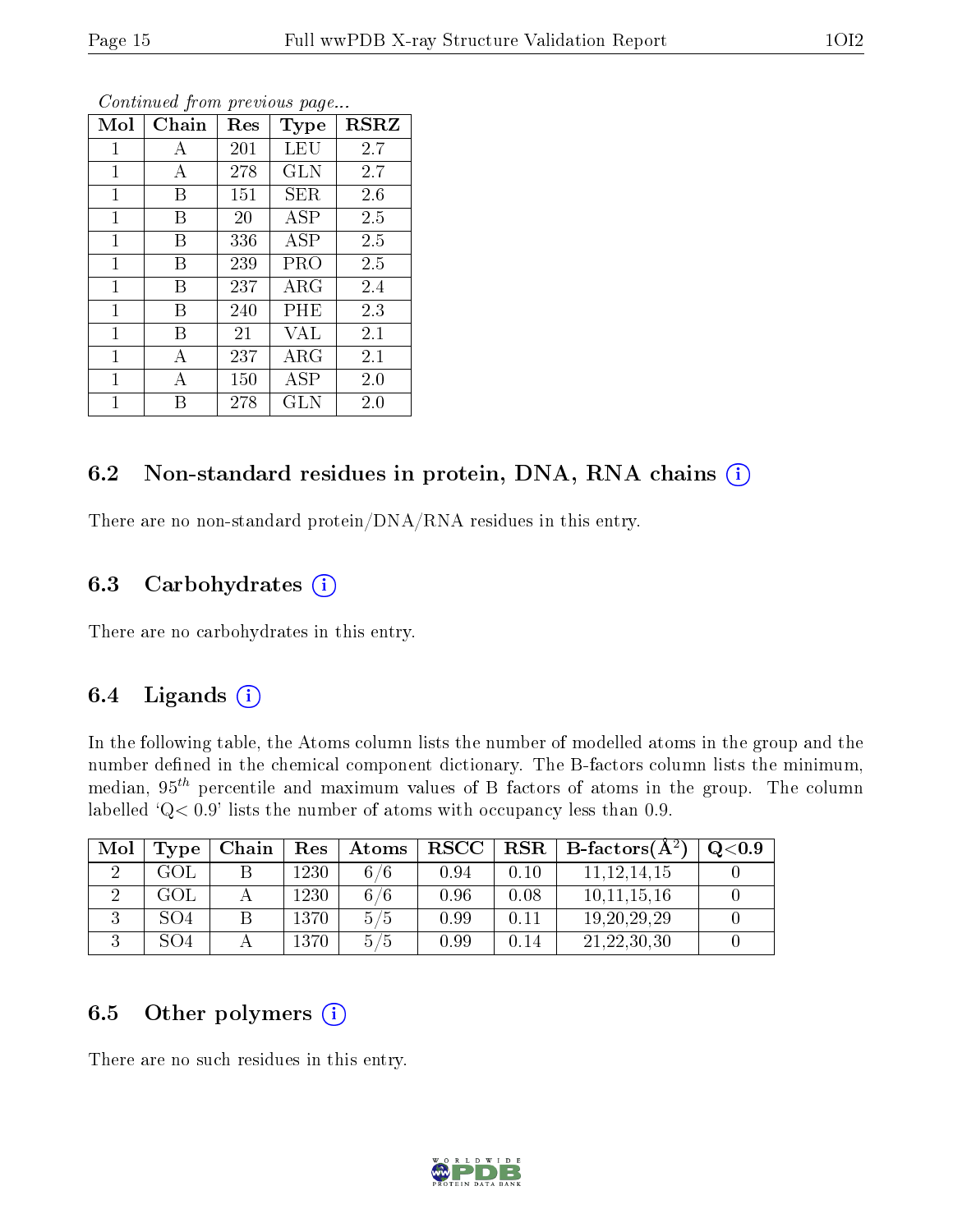*Continued from previous page...*

| Mol | Chain | Res | Type | RSRZ |
|---|---|---|---|---|
| 1 | A | 201 | LEU | 2.7 |
| 1 | A | 278 | GLN | 2.7 |
| 1 | B | 151 | SER | 2.6 |
| 1 | B | 20 | ASP | 2.5 |
| 1 | B | 336 | ASP | 2.5 |
| 1 | B | 239 | PRO | 2.5 |
| 1 | B | 237 | ARG | 2.4 |
| 1 | B | 240 | PHE | 2.3 |
| 1 | B | 21 | VAL | 2.1 |
| 1 | A | 237 | ARG | 2.1 |
| 1 | A | 150 | ASP | 2.0 |
| 1 | B | 278 | GLN | 2.0 |

## 6.2 Non-standard residues in protein, DNA, RNA chains

There are no non-standard protein/DNA/RNA residues in this entry.

## 6.3 Carbohydrates

There are no carbohydrates in this entry.

## 6.4 Ligands

In the following table, the Atoms column lists the number of modelled atoms in the group and the number defined in the chemical component dictionary. The B-factors column lists the minimum, median, $95^{th}$ percentile and maximum values of B factors of atoms in the group. The column labelled 'Q< 0.9' lists the number of atoms with occupancy less than 0.9.

| Mol | Type | Chain | Res | Atoms | RSCC | RSR | B-factors($Å^2$) | Q<0.9 |
|---|---|---|---|---|---|---|---|---|
| 2 | GOL | B | 1230 | 6/6 | 0.94 | 0.10 | 11,12,14,15 | 0 |
| 2 | GOL | A | 1230 | 6/6 | 0.96 | 0.08 | 10,11,15,16 | 0 |
| 3 | SO4 | B | 1370 | 5/5 | 0.99 | 0.11 | 19,20,29,29 | 0 |
| 3 | SO4 | A | 1370 | 5/5 | 0.99 | 0.14 | 21,22,30,30 | 0 |

## 6.5 Other polymers

There are no such residues in this entry.